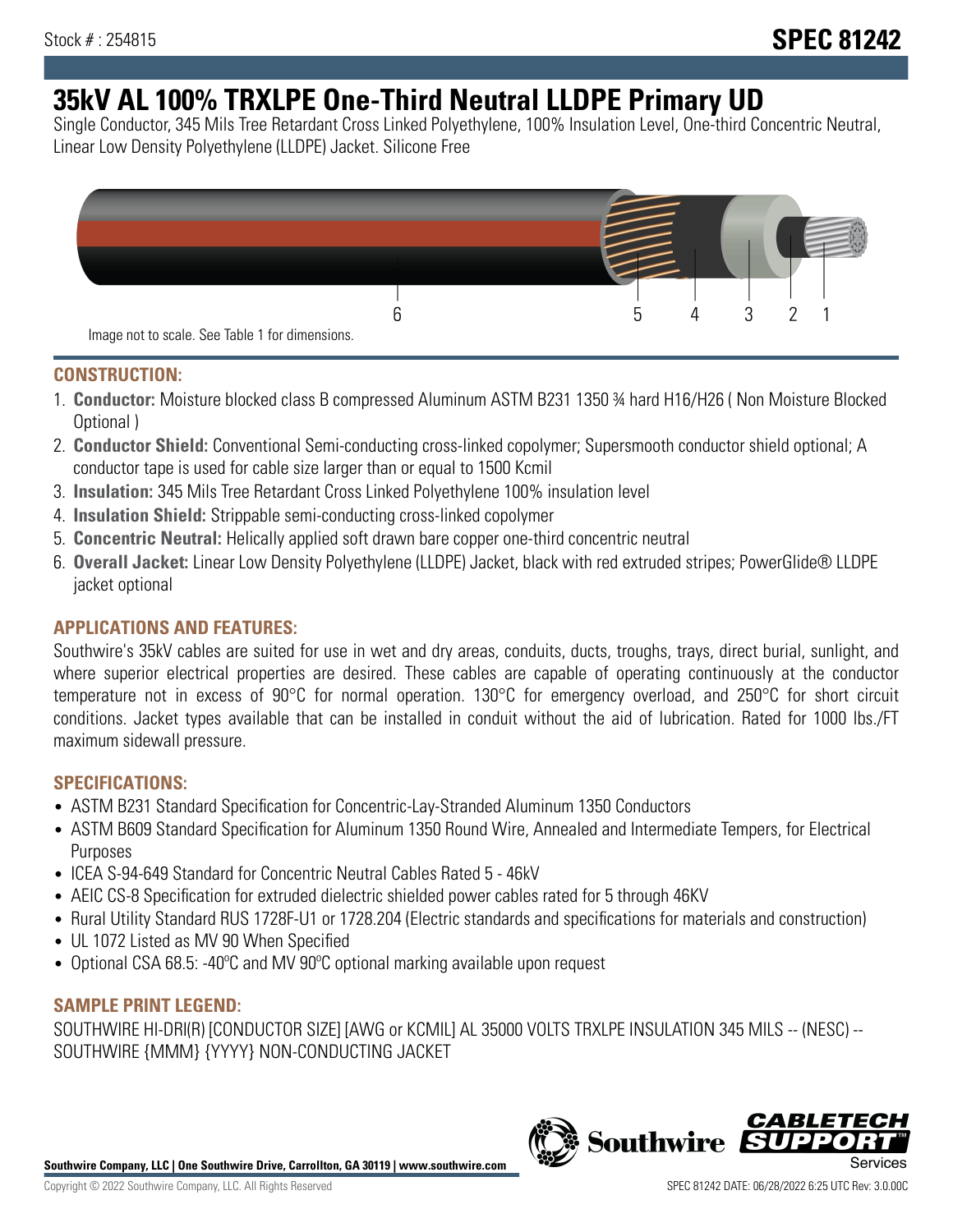Stock # : 254815

# SPEC 81242

# 35kV AL 100% TRXLPE One-Third Neutral LLDPE Primary UD

Single Conductor, 345 Mils Tree Retardant Cross Linked Polyethylene, 100% Insulation Level, One-third Concentric Neutral, Linear Low Density Polyethylene (LLDPE) Jacket. Silicone Free

6 5 4 3 2 1

Image not to scale. See Table 1 for dimensions.

## CONSTRUCTION:

1. **Conductor:** Moisture blocked class B compressed Aluminum ASTM B231 1350 ¾ hard H16/H26 ( Non Moisture Blocked Optional )
2. **Conductor Shield:** Conventional Semi-conducting cross-linked copolymer; Supersmooth conductor shield optional; A conductor tape is used for cable size larger than or equal to 1500 Kcmil
3. **Insulation:** 345 Mils Tree Retardant Cross Linked Polyethylene 100% insulation level
4. **Insulation Shield:** Strippable semi-conducting cross-linked copolymer
5. **Concentric Neutral:** Helically applied soft drawn bare copper one-third concentric neutral
6. **Overall Jacket:** Linear Low Density Polyethylene (LLDPE) Jacket, black with red extruded stripes; PowerGlide® LLDPE jacket optional

## APPLICATIONS AND FEATURES:

Southwire's 35kV cables are suited for use in wet and dry areas, conduits, ducts, troughs, trays, direct burial, sunlight, and where superior electrical properties are desired. These cables are capable of operating continuously at the conductor temperature not in excess of 90°C for normal operation. 130°C for emergency overload, and 250°C for short circuit conditions. Jacket types available that can be installed in conduit without the aid of lubrication. Rated for 1000 lbs./FT maximum sidewall pressure.

## SPECIFICATIONS:

- ASTM B231 Standard Specification for Concentric-Lay-Stranded Aluminum 1350 Conductors
- ASTM B609 Standard Specification for Aluminum 1350 Round Wire, Annealed and Intermediate Tempers, for Electrical Purposes
- ICEA S-94-649 Standard for Concentric Neutral Cables Rated 5 - 46kV
- AEIC CS-8 Specification for extruded dielectric shielded power cables rated for 5 through 46KV
- Rural Utility Standard RUS 1728F-U1 or 1728.204 (Electric standards and specifications for materials and construction)
- UL 1072 Listed as MV 90 When Specified
- Optional CSA 68.5: -40ºC and MV 90ºC optional marking available upon request

## SAMPLE PRINT LEGEND:

SOUTHWIRE HI-DRI(R) [CONDUCTOR SIZE] [AWG or KCMIL] AL 35000 VOLTS TRXLPE INSULATION 345 MILS -- (NESC) -- SOUTHWIRE {MMM} {YYYY} NON-CONDUCTING JACKET

**Southwire Company, LLC | One Southwire Drive, Carrollton, GA 30119 | www.southwire.com**

Copyright © 2022 Southwire Company, LLC. All Rights Reserved

SPEC 81242 DATE: 06/28/2022 6:25 UTC Rev: 3.0.00C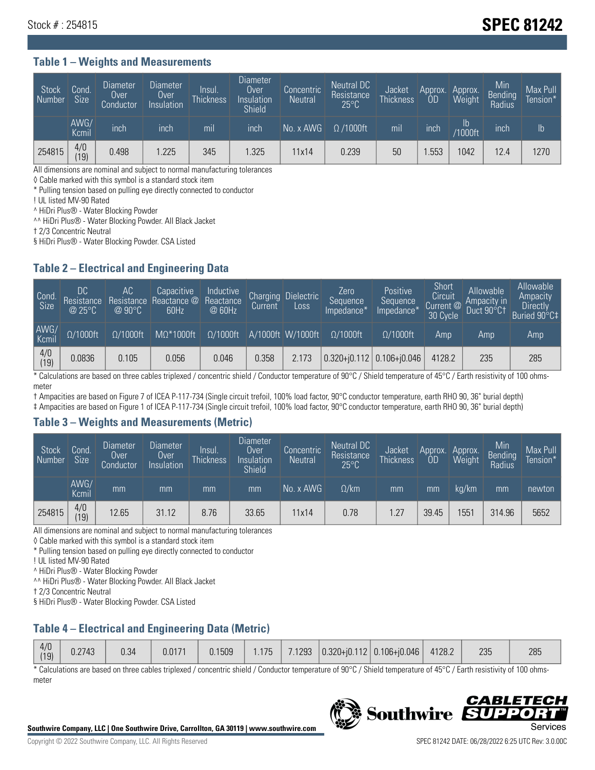Stock # : 254815

# SPEC 81242

## Table 1 – Weights and Measurements

| Stock Number | Cond. Size | Diameter Over Conductor | Diameter Over Insulation | Insul. Thickness | Diameter Over Insulation Shield | Concentric Neutral | Neutral DC Resistance 25°C | Jacket Thickness | Approx. OD | Approx. Weight | Min Bending Radius | Max Pull Tension* |
|---|---|---|---|---|---|---|---|---|---|---|---|---|
| | AWG/ Kcmil | inch | inch | mil | inch | No. x AWG | Ω /1000ft | mil | inch | lb /1000ft | inch | lb |
| 254815 | 4/0 (19) | 0.498 | 1.225 | 345 | 1.325 | 11x14 | 0.239 | 50 | 1.553 | 1042 | 12.4 | 1270 |

All dimensions are nominal and subject to normal manufacturing tolerances

◊ Cable marked with this symbol is a standard stock item

* Pulling tension based on pulling eye directly connected to conductor

! UL listed MV-90 Rated

^ HiDri Plus® - Water Blocking Powder

^^ HiDri Plus® - Water Blocking Powder. All Black Jacket

† 2/3 Concentric Neutral

§ HiDri Plus® - Water Blocking Powder. CSA Listed

## Table 2 – Electrical and Engineering Data

| Cond. Size | DC Resistance @ 25°C | AC Resistance @ 90°C | Capacitive Reactance @ 60Hz | Inductive Reactance @ 60Hz | Charging Current | Dielectric Loss | Zero Sequence Impedance* | Positive Sequence Impedance* | Short Circuit Current @ 30 Cycle | Allowable Ampacity in Duct 90°C† | Allowable Ampacity Directly Buried 90°C‡ |
|---|---|---|---|---|---|---|---|---|---|---|---|
| AWG/ Kcmil | Ω/1000ft | Ω/1000ft | MΩ*1000ft | Ω/1000ft | A/1000ft | W/1000ft | Ω/1000ft | Ω/1000ft | Amp | Amp | Amp |
| 4/0 (19) | 0.0836 | 0.105 | 0.056 | 0.046 | 0.358 | 2.173 | 0.320+j0.112 | 0.106+j0.046 | 4128.2 | 235 | 285 |

* Calculations are based on three cables triplexed / concentric shield / Conductor temperature of 90°C / Shield temperature of 45°C / Earth resistivity of 100 ohms-meter

† Ampacities are based on Figure 7 of ICEA P-117-734 (Single circuit trefoil, 100% load factor, 90°C conductor temperature, earth RHO 90, 36" burial depth)

‡ Ampacities are based on Figure 1 of ICEA P-117-734 (Single circuit trefoil, 100% load factor, 90°C conductor temperature, earth RHO 90, 36" burial depth)

## Table 3 – Weights and Measurements (Metric)

| Stock Number | Cond. Size | Diameter Over Conductor | Diameter Over Insulation | Insul. Thickness | Diameter Over Insulation Shield | Concentric Neutral | Neutral DC Resistance 25°C | Jacket Thickness | Approx. OD | Approx. Weight | Min Bending Radius | Max Pull Tension* |
|---|---|---|---|---|---|---|---|---|---|---|---|---|
| | AWG/ Kcmil | mm | mm | mm | mm | No. x AWG | Ω/km | mm | mm | kg/km | mm | newton |
| 254815 | 4/0 (19) | 12.65 | 31.12 | 8.76 | 33.65 | 11x14 | 0.78 | 1.27 | 39.45 | 1551 | 314.96 | 5652 |

All dimensions are nominal and subject to normal manufacturing tolerances

◊ Cable marked with this symbol is a standard stock item

* Pulling tension based on pulling eye directly connected to conductor

! UL listed MV-90 Rated

^ HiDri Plus® - Water Blocking Powder

^^ HiDri Plus® - Water Blocking Powder. All Black Jacket

† 2/3 Concentric Neutral

§ HiDri Plus® - Water Blocking Powder. CSA Listed

## Table 4 – Electrical and Engineering Data (Metric)

| | | | | | | | | | | | |
|---|---|---|---|---|---|---|---|---|---|---|---|
| 4/0 (19) | 0.2743 | 0.34 | 0.0171 | 0.1509 | 1.175 | 7.1293 | 0.320+j0.112 | 0.106+j0.046 | 4128.2 | 235 | 285 |

* Calculations are based on three cables triplexed / concentric shield / Conductor temperature of 90°C / Shield temperature of 45°C / Earth resistivity of 100 ohms-meter

**Southwire Company, LLC | One Southwire Drive, Carrollton, GA 30119 | www.southwire.com**

Copyright © 2022 Southwire Company, LLC. All Rights Reserved

SPEC 81242 DATE: 06/28/2022 6:25 UTC Rev: 3.0.00C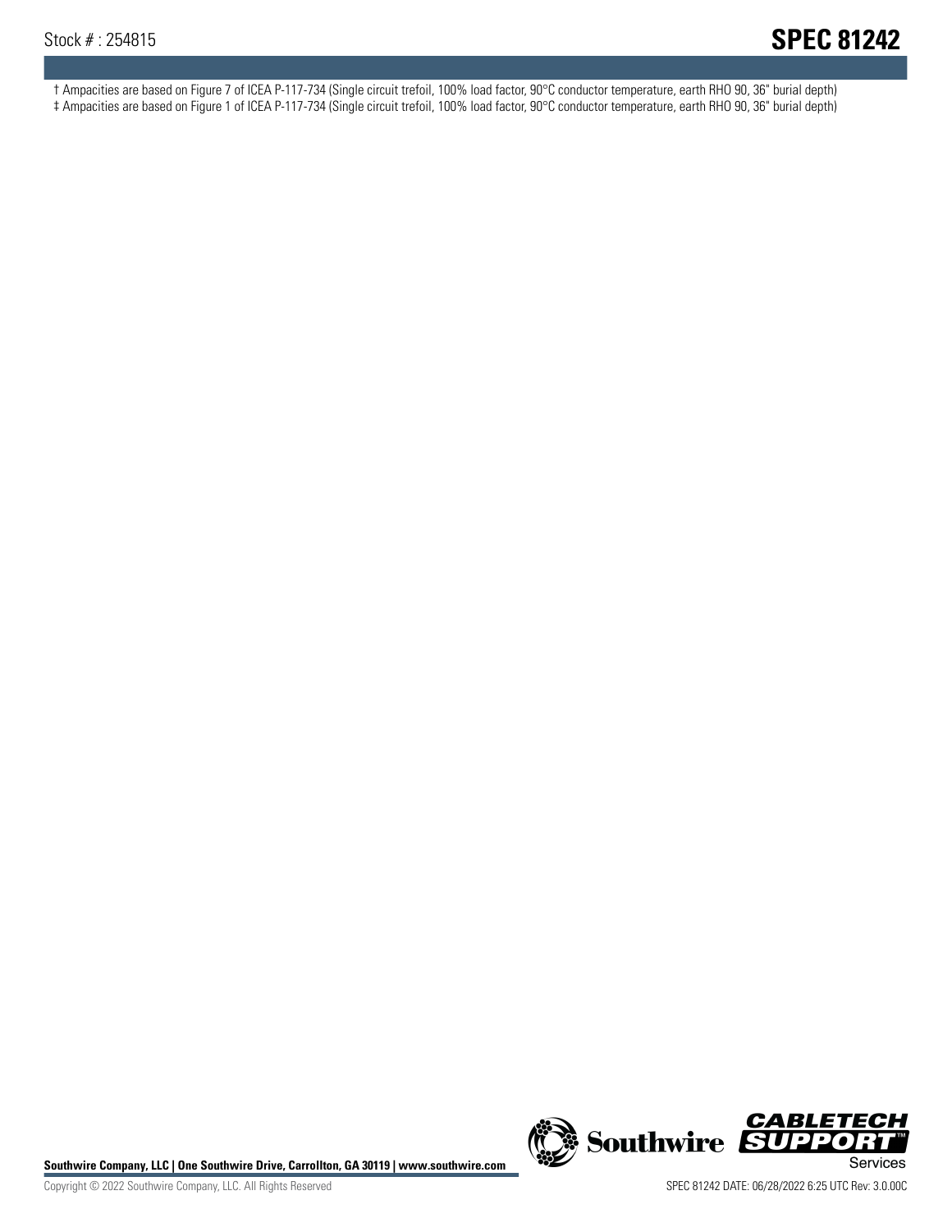† Ampacities are based on Figure 7 of ICEA P-117-734 (Single circuit trefoil, 100% load factor, 90°C conductor temperature, earth RHO 90, 36" burial depth)

‡ Ampacities are based on Figure 1 of ICEA P-117-734 (Single circuit trefoil, 100% load factor, 90°C conductor temperature, earth RHO 90, 36" burial depth)